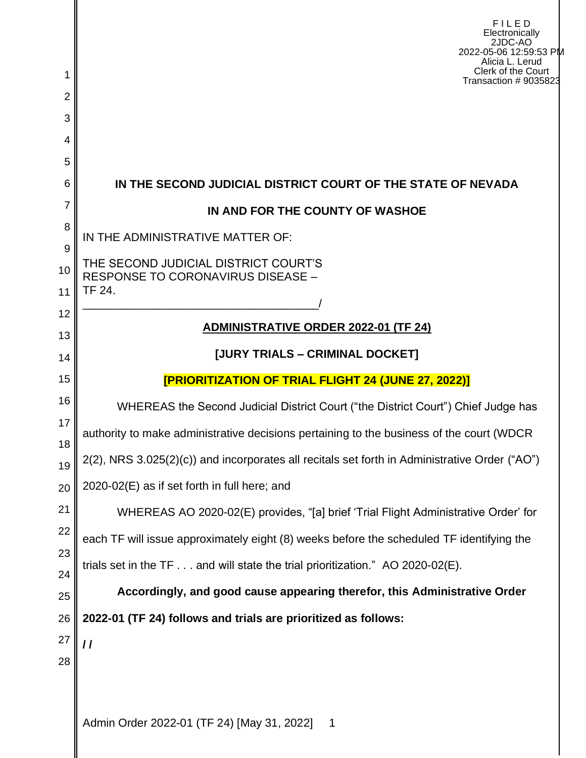F I L E D
Electronically
2JDC-AO
2022-05-06 12:59:53 PM
Alicia L. Lerud
Clerk of the Court
Transaction # 9035823

**IN THE SECOND JUDICIAL DISTRICT COURT OF THE STATE OF NEVADA**

**IN AND FOR THE COUNTY OF WASHOE**

IN THE ADMINISTRATIVE MATTER OF:

THE SECOND JUDICIAL DISTRICT COURT'S RESPONSE TO CORONAVIRUS DISEASE – TF 24.
_____________________________________/

**ADMINISTRATIVE ORDER 2022-01 (TF 24)**

**[JURY TRIALS – CRIMINAL DOCKET]**

**[PRIORITIZATION OF TRIAL FLIGHT 24 (JUNE 27, 2022)]**

WHEREAS the Second Judicial District Court ("the District Court") Chief Judge has authority to make administrative decisions pertaining to the business of the court (WDCR 2(2), NRS 3.025(2)(c)) and incorporates all recitals set forth in Administrative Order ("AO") 2020-02(E) as if set forth in full here; and

WHEREAS AO 2020-02(E) provides, "[a] brief 'Trial Flight Administrative Order' for each TF will issue approximately eight (8) weeks before the scheduled TF identifying the trials set in the TF . . . and will state the trial prioritization." AO 2020-02(E).

**Accordingly, and good cause appearing therefor, this Administrative Order 2022-01 (TF 24) follows and trials are prioritized as follows:**

**/ /**

Admin Order 2022-01 (TF 24) [May 31, 2022]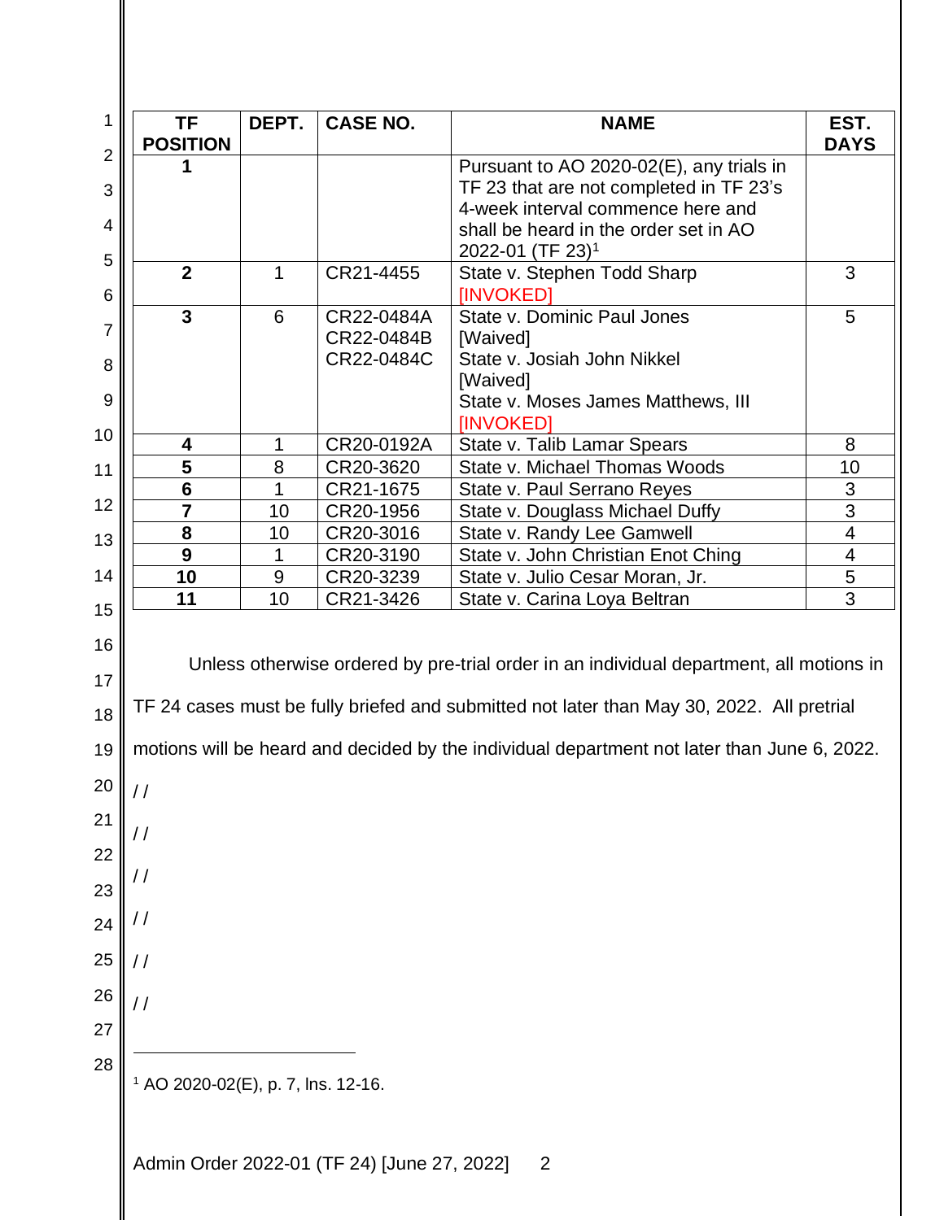| TF POSITION | DEPT. | CASE NO. | NAME | EST. DAYS |
| --- | --- | --- | --- | --- |
| **1** | | | Pursuant to AO 2020-02(E), any trials in TF 23 that are not completed in TF 23's 4-week interval commence here and shall be heard in the order set in AO 2022-01 (TF 23)[1] | |
| **2** | 1 | CR21-4455 | State v. Stephen Todd Sharp [INVOKED] | 3 |
| **3** | 6 | CR22-0484A CR22-0484B CR22-0484C | State v. Dominic Paul Jones [Waived] State v. Josiah John Nikkel [Waived] State v. Moses James Matthews, III [INVOKED] | 5 |
| **4** | 1 | CR20-0192A | State v. Talib Lamar Spears | 8 |
| **5** | 8 | CR20-3620 | State v. Michael Thomas Woods | 10 |
| **6** | 1 | CR21-1675 | State v. Paul Serrano Reyes | 3 |
| **7** | 10 | CR20-1956 | State v. Douglass Michael Duffy | 3 |
| **8** | 10 | CR20-3016 | State v. Randy Lee Gamwell | 4 |
| **9** | 1 | CR20-3190 | State v. John Christian Enot Ching | 4 |
| **10** | 9 | CR20-3239 | State v. Julio Cesar Moran, Jr. | 5 |
| **11** | 10 | CR21-3426 | State v. Carina Loya Beltran | 3 |

Unless otherwise ordered by pre-trial order in an individual department, all motions in TF 24 cases must be fully briefed and submitted not later than May 30, 2022. All pretrial motions will be heard and decided by the individual department not later than June 6, 2022.

/ /

/ /

/ /

/ /

/ /

/ /

[1] AO 2020-02(E), p. 7, lns. 12-16.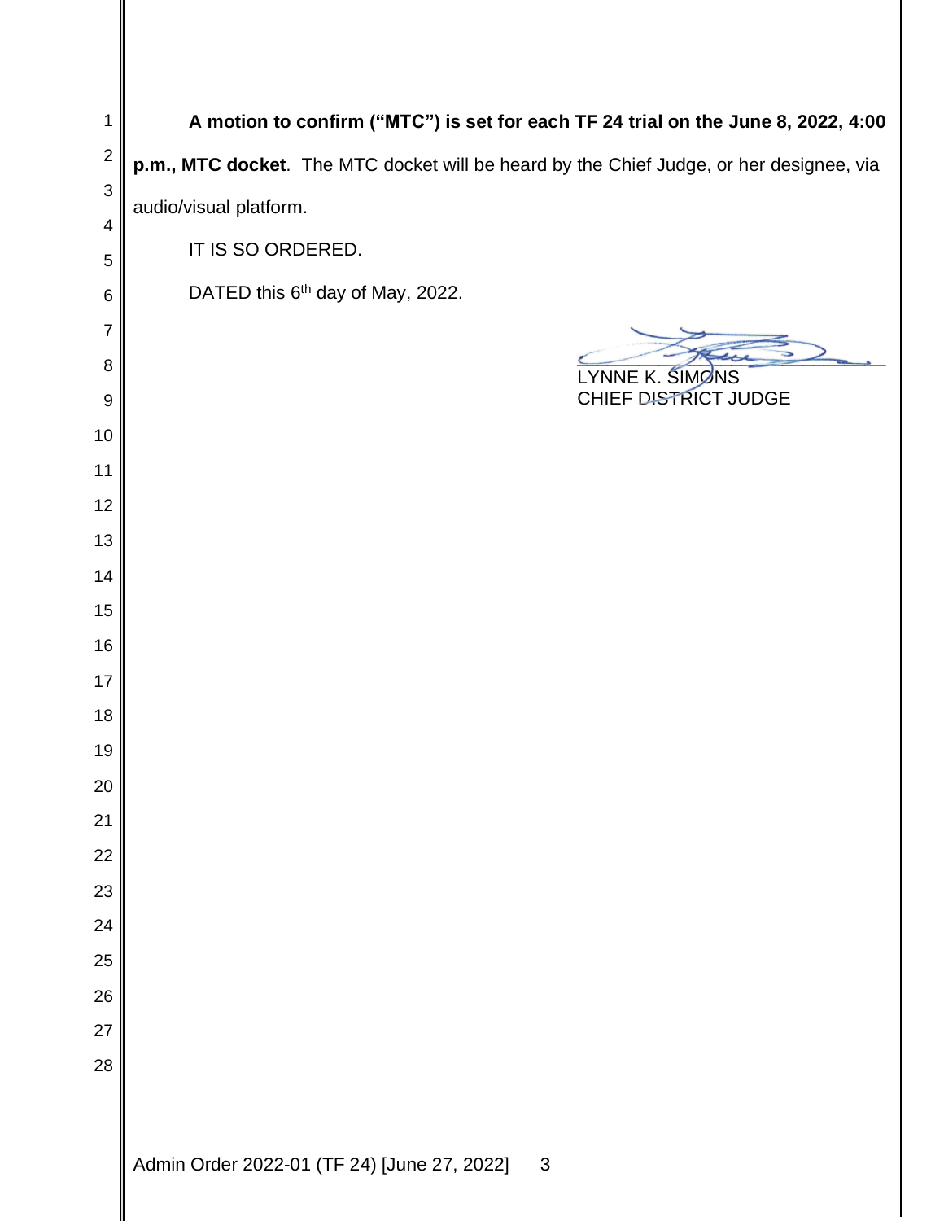**A motion to confirm ("MTC") is set for each TF 24 trial on the June 8, 2022, 4:00 p.m., MTC docket**. The MTC docket will be heard by the Chief Judge, or her designee, via audio/visual platform.

IT IS SO ORDERED.

DATED this 6th day of May, 2022.

LYNNE K. SIMONS
CHIEF DISTRICT JUDGE